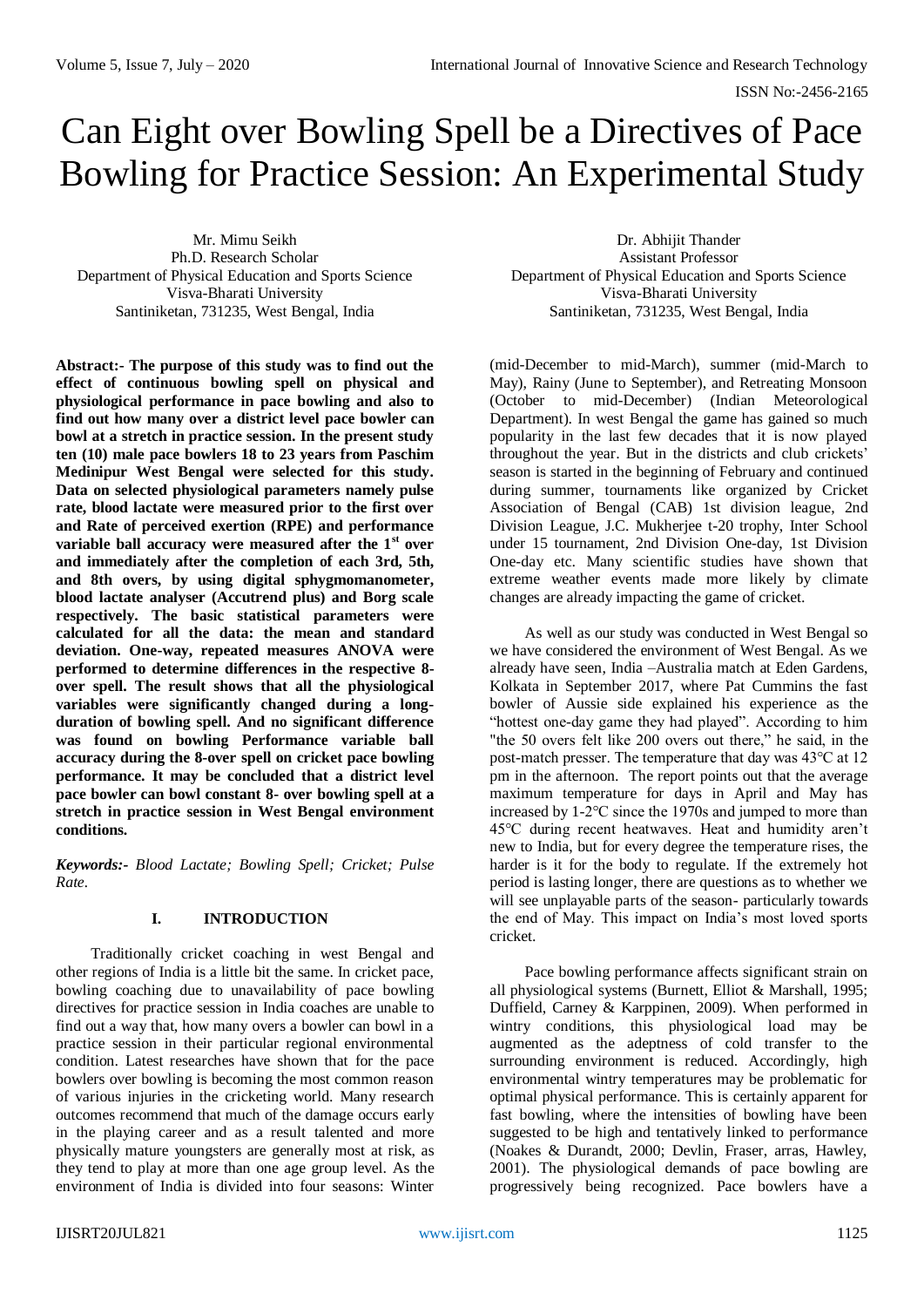# Can Eight over Bowling Spell be a Directives of Pace Bowling for Practice Session: An Experimental Study

Mr. Mimu Seikh
Ph.D. Research Scholar
Department of Physical Education and Sports Science
Visva-Bharati University
Santiniketan, 731235, West Bengal, India

Dr. Abhijit Thander
Assistant Professor
Department of Physical Education and Sports Science
Visva-Bharati University
Santiniketan, 731235, West Bengal, India

**Abstract:- The purpose of this study was to find out the effect of continuous bowling spell on physical and physiological performance in pace bowling and also to find out how many over a district level pace bowler can bowl at a stretch in practice session. In the present study ten (10) male pace bowlers 18 to 23 years from Paschim Medinipur West Bengal were selected for this study. Data on selected physiological parameters namely pulse rate, blood lactate were measured prior to the first over and Rate of perceived exertion (RPE) and performance variable ball accuracy were measured after the 1st over and immediately after the completion of each 3rd, 5th, and 8th overs, by using digital sphygmomanometer, blood lactate analyser (Accutrend plus) and Borg scale respectively. The basic statistical parameters were calculated for all the data: the mean and standard deviation. One-way, repeated measures ANOVA were performed to determine differences in the respective 8-over spell. The result shows that all the physiological variables were significantly changed during a long-duration of bowling spell. And no significant difference was found on bowling Performance variable ball accuracy during the 8-over spell on cricket pace bowling performance. It may be concluded that a district level pace bowler can bowl constant 8- over bowling spell at a stretch in practice session in West Bengal environment conditions.**

***Keywords:-*** *Blood Lactate; Bowling Spell; Cricket; Pulse Rate.*

## I. INTRODUCTION

Traditionally cricket coaching in west Bengal and other regions of India is a little bit the same. In cricket pace, bowling coaching due to unavailability of pace bowling directives for practice session in India coaches are unable to find out a way that, how many overs a bowler can bowl in a practice session in their particular regional environmental condition. Latest researches have shown that for the pace bowlers over bowling is becoming the most common reason of various injuries in the cricketing world. Many research outcomes recommend that much of the damage occurs early in the playing career and as a result talented and more physically mature youngsters are generally most at risk, as they tend to play at more than one age group level. As the environment of India is divided into four seasons: Winter (mid-December to mid-March), summer (mid-March to May), Rainy (June to September), and Retreating Monsoon (October to mid-December) (Indian Meteorological Department). In west Bengal the game has gained so much popularity in the last few decades that it is now played throughout the year. But in the districts and club crickets' season is started in the beginning of February and continued during summer, tournaments like organized by Cricket Association of Bengal (CAB) 1st division league, 2nd Division League, J.C. Mukherjee t-20 trophy, Inter School under 15 tournament, 2nd Division One-day, 1st Division One-day etc. Many scientific studies have shown that extreme weather events made more likely by climate changes are already impacting the game of cricket.

As well as our study was conducted in West Bengal so we have considered the environment of West Bengal. As we already have seen, India –Australia match at Eden Gardens, Kolkata in September 2017, where Pat Cummins the fast bowler of Aussie side explained his experience as the "hottest one-day game they had played". According to him "the 50 overs felt like 200 overs out there," he said, in the post-match presser. The temperature that day was 43°C at 12 pm in the afternoon. The report points out that the average maximum temperature for days in April and May has increased by 1-2°C since the 1970s and jumped to more than 45°C during recent heatwaves. Heat and humidity aren't new to India, but for every degree the temperature rises, the harder is it for the body to regulate. If the extremely hot period is lasting longer, there are questions as to whether we will see unplayable parts of the season- particularly towards the end of May. This impact on India's most loved sports cricket.

Pace bowling performance affects significant strain on all physiological systems (Burnett, Elliot & Marshall, 1995; Duffield, Carney & Karppinen, 2009). When performed in wintry conditions, this physiological load may be augmented as the adeptness of cold transfer to the surrounding environment is reduced. Accordingly, high environmental wintry temperatures may be problematic for optimal physical performance. This is certainly apparent for fast bowling, where the intensities of bowling have been suggested to be high and tentatively linked to performance (Noakes & Durandt, 2000; Devlin, Fraser, arras, Hawley, 2001). The physiological demands of pace bowling are progressively being recognized. Pace bowlers have a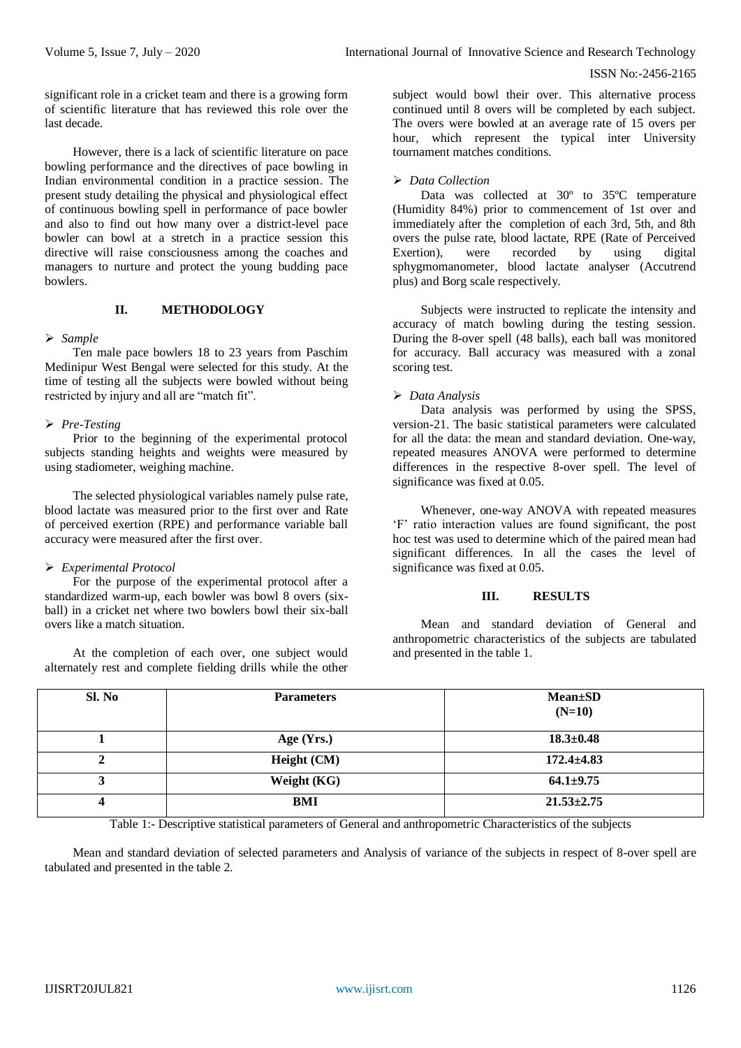significant role in a cricket team and there is a growing form of scientific literature that has reviewed this role over the last decade.

However, there is a lack of scientific literature on pace bowling performance and the directives of pace bowling in Indian environmental condition in a practice session. The present study detailing the physical and physiological effect of continuous bowling spell in performance of pace bowler and also to find out how many over a district-level pace bowler can bowl at a stretch in a practice session this directive will raise consciousness among the coaches and managers to nurture and protect the young budding pace bowlers.

## II. METHODOLOGY

➢ *Sample*

Ten male pace bowlers 18 to 23 years from Paschim Medinipur West Bengal were selected for this study. At the time of testing all the subjects were bowled without being restricted by injury and all are "match fit".

➢ *Pre-Testing*

Prior to the beginning of the experimental protocol subjects standing heights and weights were measured by using stadiometer, weighing machine.

The selected physiological variables namely pulse rate, blood lactate was measured prior to the first over and Rate of perceived exertion (RPE) and performance variable ball accuracy were measured after the first over.

➢ *Experimental Protocol*

For the purpose of the experimental protocol after a standardized warm-up, each bowler was bowl 8 overs (six-ball) in a cricket net where two bowlers bowl their six-ball overs like a match situation.

At the completion of each over, one subject would alternately rest and complete fielding drills while the other subject would bowl their over. This alternative process continued until 8 overs will be completed by each subject. The overs were bowled at an average rate of 15 overs per hour, which represent the typical inter University tournament matches conditions.

➢ *Data Collection*

Data was collected at 30º to 35ºC temperature (Humidity 84%) prior to commencement of 1st over and immediately after the completion of each 3rd, 5th, and 8th overs the pulse rate, blood lactate, RPE (Rate of Perceived Exertion), were recorded by using digital sphygmomanometer, blood lactate analyser (Accutrend plus) and Borg scale respectively.

Subjects were instructed to replicate the intensity and accuracy of match bowling during the testing session. During the 8-over spell (48 balls), each ball was monitored for accuracy. Ball accuracy was measured with a zonal scoring test.

➢ *Data Analysis*

Data analysis was performed by using the SPSS, version-21. The basic statistical parameters were calculated for all the data: the mean and standard deviation. One-way, repeated measures ANOVA were performed to determine differences in the respective 8-over spell. The level of significance was fixed at 0.05.

Whenever, one-way ANOVA with repeated measures 'F' ratio interaction values are found significant, the post hoc test was used to determine which of the paired mean had significant differences. In all the cases the level of significance was fixed at 0.05.

## III. RESULTS

Mean and standard deviation of General and anthropometric characteristics of the subjects are tabulated and presented in the table 1.

| Sl. No | Parameters | Mean±SD (N=10) |
|---|---|---|
| 1 | Age (Yrs.) | 18.3±0.48 |
| 2 | Height (CM) | 172.4±4.83 |
| 3 | Weight (KG) | 64.1±9.75 |
| 4 | BMI | 21.53±2.75 |

Table 1:- Descriptive statistical parameters of General and anthropometric Characteristics of the subjects

Mean and standard deviation of selected parameters and Analysis of variance of the subjects in respect of 8-over spell are tabulated and presented in the table 2.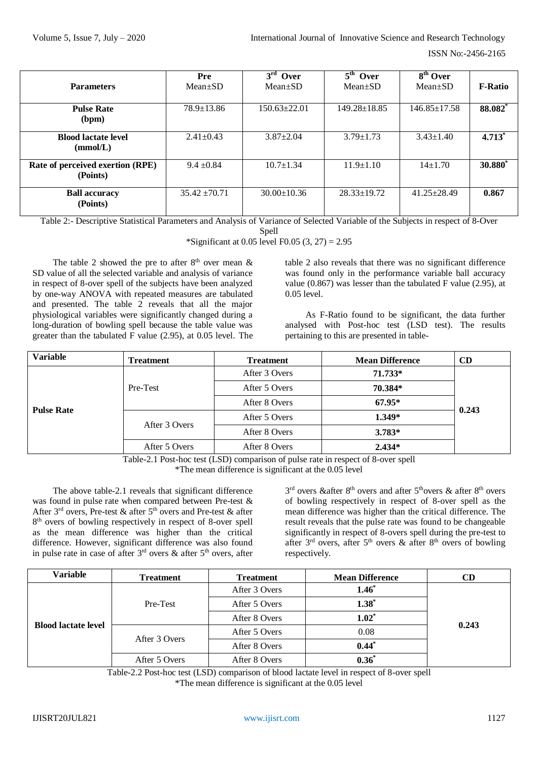| Parameters | Pre Mean±SD | 3rd Over Mean±SD | 5th Over Mean±SD | 8th Over Mean±SD | F-Ratio |
|---|---|---|---|---|---|
| **Pulse Rate (bpm)** | 78.9±13.86 | 150.63±22.01 | 149.28±18.85 | 146.85±17.58 | **88.082*** |
| **Blood lactate level (mmol/L)** | 2.41±0.43 | 3.87±2.04 | 3.79±1.73 | 3.43±1.40 | **4.713*** |
| **Rate of perceived exertion (RPE) (Points)** | 9.4 ±0.84 | 10.7±1.34 | 11.9±1.10 | 14±1.70 | **30.880*** |
| **Ball accuracy (Points)** | 35.42 ±70.71 | 30.00±10.36 | 28.33±19.72 | 41.25±28.49 | **0.867** |

Table 2:- Descriptive Statistical Parameters and Analysis of Variance of Selected Variable of the Subjects in respect of 8-Over Spell

*Significant at 0.05 level $F_{0.05}$ (3, 27) = 2.95

The table 2 showed the pre to after 8th over mean & SD value of all the selected variable and analysis of variance in respect of 8-over spell of the subjects have been analyzed by one-way ANOVA with repeated measures are tabulated and presented. The table 2 reveals that all the major physiological variables were significantly changed during a long-duration of bowling spell because the table value was greater than the tabulated F value (2.95), at 0.05 level. The table 2 also reveals that there was no significant difference was found only in the performance variable ball accuracy value (0.867) was lesser than the tabulated F value (2.95), at 0.05 level.

As F-Ratio found to be significant, the data further analysed with Post-hoc test (LSD test). The results pertaining to this are presented in table-

| Variable | Treatment | Treatment | Mean Difference | CD |
|---|---|---|---|---|
| **Pulse Rate** | Pre-Test | After 3 Overs | **71.733*** | **0.243** |
| | | After 5 Overs | **70.384*** | |
| | | After 8 Overs | **67.95*** | |
| | After 3 Overs | After 5 Overs | **1.349*** | |
| | | After 8 Overs | **3.783*** | |
| | After 5 Overs | After 8 Overs | **2.434*** | |

Table-2.1 Post-hoc test (LSD) comparison of pulse rate in respect of 8-over spell

*The mean difference is significant at the 0.05 level

The above table-2.1 reveals that significant difference was found in pulse rate when compared between Pre-test & After 3rd overs, Pre-test & after 5th overs and Pre-test & after 8th overs of bowling respectively in respect of 8-over spell as the mean difference was higher than the critical difference. However, significant difference was also found in pulse rate in case of after 3rd overs & after 5th overs, after 3rd overs &after 8th overs and after 5thovers & after 8th overs of bowling respectively in respect of 8-over spell as the mean difference was higher than the critical difference. The result reveals that the pulse rate was found to be changeable significantly in respect of 8-overs spell during the pre-test to after 3rd overs, after 5th overs & after 8th overs of bowling respectively.

| Variable | Treatment | Treatment | Mean Difference | CD |
|---|---|---|---|---|
| **Blood lactate level** | Pre-Test | After 3 Overs | **1.46*** | **0.243** |
| | | After 5 Overs | **1.38*** | |
| | | After 8 Overs | **1.02*** | |
| | After 3 Overs | After 5 Overs | 0.08 | |
| | | After 8 Overs | **0.44*** | |
| | After 5 Overs | After 8 Overs | **0.36*** | |

Table-2.2 Post-hoc test (LSD) comparison of blood lactate level in respect of 8-over spell

*The mean difference is significant at the 0.05 level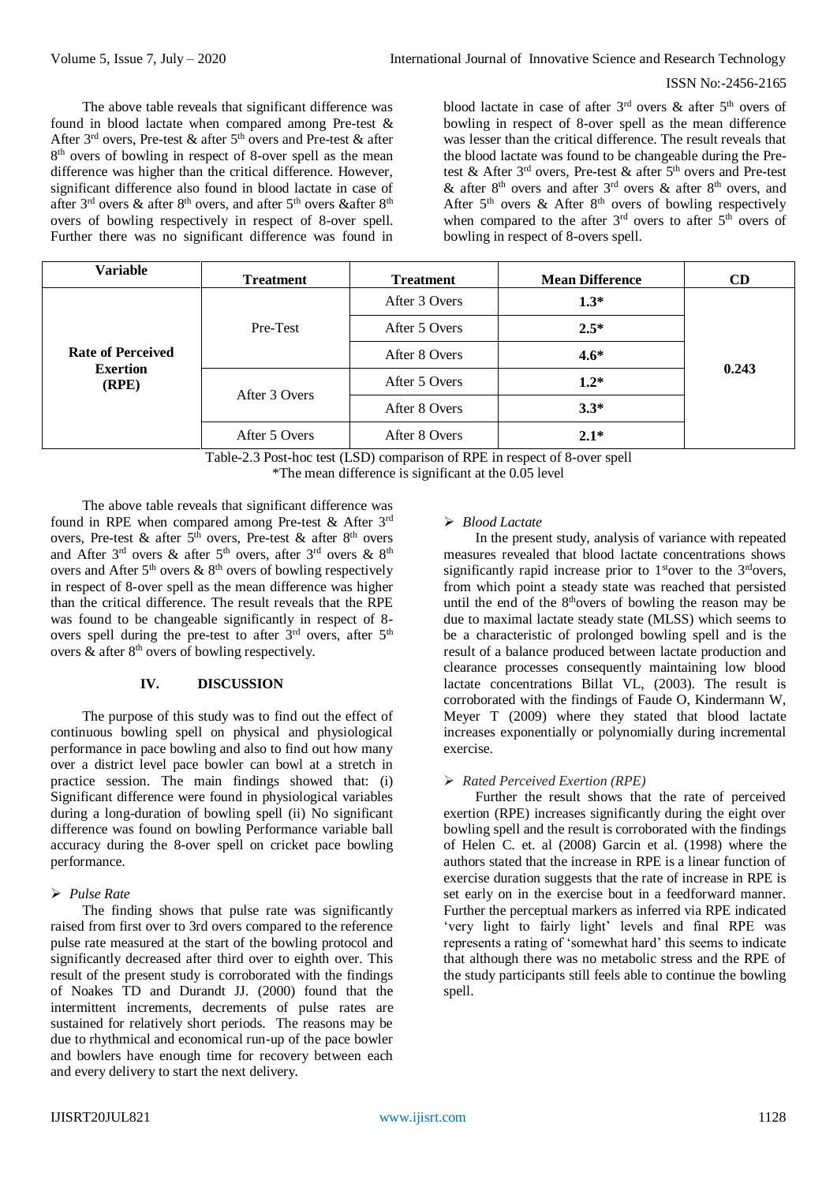The above table reveals that significant difference was found in blood lactate when compared among Pre-test & After 3rd overs, Pre-test & after 5th overs and Pre-test & after 8th overs of bowling in respect of 8-over spell as the mean difference was higher than the critical difference. However, significant difference also found in blood lactate in case of after 3rd overs & after 8th overs, and after 5th overs &after 8th overs of bowling respectively in respect of 8-over spell. Further there was no significant difference was found in blood lactate in case of after 3rd overs & after 5th overs of bowling in respect of 8-over spell as the mean difference was lesser than the critical difference. The result reveals that the blood lactate was found to be changeable during the Pre-test & After 3rd overs, Pre-test & after 5th overs and Pre-test & after 8th overs and after 3rd overs & after 8th overs, and After 5th overs & After 8th overs of bowling respectively when compared to the after 3rd overs to after 5th overs of bowling in respect of 8-overs spell.

| Variable | Treatment | Treatment | Mean Difference | CD |
|---|---|---|---|---|
| **Rate of Perceived Exertion (RPE)** | Pre-Test | After 3 Overs | **1.3*** | **0.243** |
| | | After 5 Overs | **2.5*** | |
| | | After 8 Overs | **4.6*** | |
| | After 3 Overs | After 5 Overs | **1.2*** | |
| | | After 8 Overs | **3.3*** | |
| | After 5 Overs | After 8 Overs | **2.1*** | |

Table-2.3 Post-hoc test (LSD) comparison of RPE in respect of 8-over spell
*The mean difference is significant at the 0.05 level

The above table reveals that significant difference was found in RPE when compared among Pre-test & After 3rd overs, Pre-test & after 5th overs, Pre-test & after 8th overs and After 3rd overs & after 5th overs, after 3rd overs & 8th overs and After 5th overs & 8th overs of bowling respectively in respect of 8-over spell as the mean difference was higher than the critical difference. The result reveals that the RPE was found to be changeable significantly in respect of 8-overs spell during the pre-test to after 3rd overs, after 5th overs & after 8th overs of bowling respectively.

## IV. DISCUSSION

The purpose of this study was to find out the effect of continuous bowling spell on physical and physiological performance in pace bowling and also to find out how many over a district level pace bowler can bowl at a stretch in practice session. The main findings showed that: (i) Significant difference were found in physiological variables during a long-duration of bowling spell (ii) No significant difference was found on bowling Performance variable ball accuracy during the 8-over spell on cricket pace bowling performance.

### *Pulse Rate*

The finding shows that pulse rate was significantly raised from first over to 3rd overs compared to the reference pulse rate measured at the start of the bowling protocol and significantly decreased after third over to eighth over. This result of the present study is corroborated with the findings of Noakes TD and Durandt JJ. (2000) found that the intermittent increments, decrements of pulse rates are sustained for relatively short periods. The reasons may be due to rhythmical and economical run-up of the pace bowler and bowlers have enough time for recovery between each and every delivery to start the next delivery.

### *Blood Lactate*

In the present study, analysis of variance with repeated measures revealed that blood lactate concentrations shows significantly rapid increase prior to 1stover to the 3rdovers, from which point a steady state was reached that persisted until the end of the 8thovers of bowling the reason may be due to maximal lactate steady state (MLSS) which seems to be a characteristic of prolonged bowling spell and is the result of a balance produced between lactate production and clearance processes consequently maintaining low blood lactate concentrations Billat VL, (2003). The result is corroborated with the findings of Faude O, Kindermann W, Meyer T (2009) where they stated that blood lactate increases exponentially or polynomially during incremental exercise.

### *Rated Perceived Exertion (RPE)*

Further the result shows that the rate of perceived exertion (RPE) increases significantly during the eight over bowling spell and the result is corroborated with the findings of Helen C. et. al (2008) Garcin et al. (1998) where the authors stated that the increase in RPE is a linear function of exercise duration suggests that the rate of increase in RPE is set early on in the exercise bout in a feedforward manner. Further the perceptual markers as inferred via RPE indicated 'very light to fairly light' levels and final RPE was represents a rating of 'somewhat hard' this seems to indicate that although there was no metabolic stress and the RPE of the study participants still feels able to continue the bowling spell.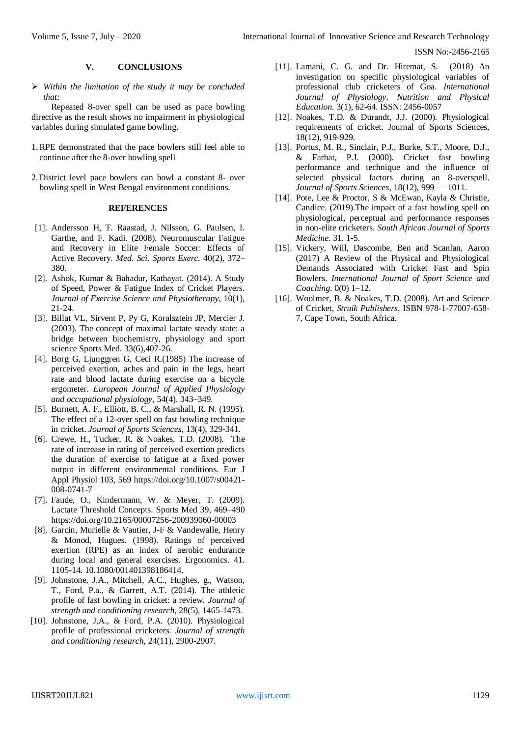## V. CONCLUSIONS

➢ *Within the limitation of the study it may be concluded that:*

Repeated 8-over spell can be used as pace bowling directive as the result shows no impairment in physiological variables during simulated game bowling.

1. RPE demonstrated that the pace bowlers still feel able to continue after the 8-over bowling spell

2. District level pace bowlers can bowl a constant 8- over bowling spell in West Bengal environment conditions.

## REFERENCES

[1]. Andersson H, T. Raastad, J. Nilsson, G. Paulsen, I. Garthe, and F. Kadi. (2008). Neuromuscular Fatigue and Recovery in Elite Female Soccer: Effects of Active Recovery. *Med. Sci. Sports Exerc.* 40(2), 372–380.

[2]. Ashok, Kumar & Bahadur, Kathayat. (2014). A Study of Speed, Power & Fatigue Index of Cricket Players. *Journal of Exercise Science and Physiotherapy*, 10(1), 21-24.

[3]. Billat VL, Sirvent P, Py G, Koralsztein JP, Mercier J. (2003). The concept of maximal lactate steady state: a bridge between biochemistry, physiology and sport science Sports Med. 33(6),407-26.

[4]. Borg G, Ljunggren G, Ceci R.(1985) The increase of perceived exertion, aches and pain in the legs, heart rate and blood lactate during exercise on a bicycle ergometer. *European Journal of Applied Physiology and occupational physiology*, 54(4). 343–349.

[5]. Burnett, A. F., Elliott, B. C., & Marshall, R. N. (1995). The effect of a 12-over spell on fast bowling technique in cricket. *Journal of Sports Sciences*, 13(4), 329-341.

[6]. Crewe, H., Tucker, R. & Noakes, T.D. (2008). The rate of increase in rating of perceived exertion predicts the duration of exercise to fatigue at a fixed power output in different environmental conditions. Eur J Appl Physiol 103, 569 https://doi.org/10.1007/s00421-008-0741-7

[7]. Faude, O., Kindermann, W. & Meyer, T. (2009). Lactate Threshold Concepts. Sports Med 39, 469–490 https://doi.org/10.2165/00007256-200939060-00003

[8]. Garcin, Murielle & Vautier, J-F & Vandewalle, Henry & Monod, Hugues. (1998). Ratings of perceived exertion (RPE) as an index of aerobic endurance during local and general exercises. Ergonomics. 41. 1105-14. 10.1080/001401398186414.

[9]. Johnstone, J.A., Mitchell, A.C., Hughes, g., Watson, T., Ford, P.a., & Garrett, A.T. (2014). The athletic profile of fast bowling in cricket: a review. *Journal of strength and conditioning research*, 28(5), 1465-1473.

[10]. Johnstone, J.A., & Ford, P.A. (2010). Physiological profile of professional cricketers. *Journal of strength and conditioning research*, 24(11), 2900-2907.

[11]. Lamani, C. G. and Dr. Hiremat, S. (2018) An investigation on specific physiological variables of professional club cricketers of Goa. *International Journal of Physiology, Nutrition and Physical Education.* 3(1), 62-64. ISSN: 2456-0057

[12]. Noakes, T.D. & Durandt, J.J. (2000). Physiological requirements of cricket. Journal of Sports Sciences, 18(12), 919-929.

[13]. Portus, M. R., Sinclair, P.J., Burke, S.T., Moore, D.J., & Farhat, P.J. (2000). Cricket fast bowling performance and technique and the influence of selected physical factors during an 8-overspell. *Journal of Sports Sciences*, 18(12), 999 — 1011.

[14]. Pote, Lee & Proctor, S & McEwan, Kayla & Christie, Candice. (2019).The impact of a fast bowling spell on physiological, perceptual and performance responses in non-elite cricketers. *South African Journal of Sports Medicine.* 31. 1-5.

[15]. Vickery, Will, Dascombe, Ben and Scanlan, Aaron (2017) A Review of the Physical and Physiological Demands Associated with Cricket Fast and Spin Bowlers. *International Journal of Sport Science and Coaching.* 0(0) 1–12.

[16]. Woolmer, B. & Noakes, T.D. (2008). Art and Science of Cricket, *Struik Publishers*, ISBN 978-1-77007-658-7, Cape Town, South Africa.